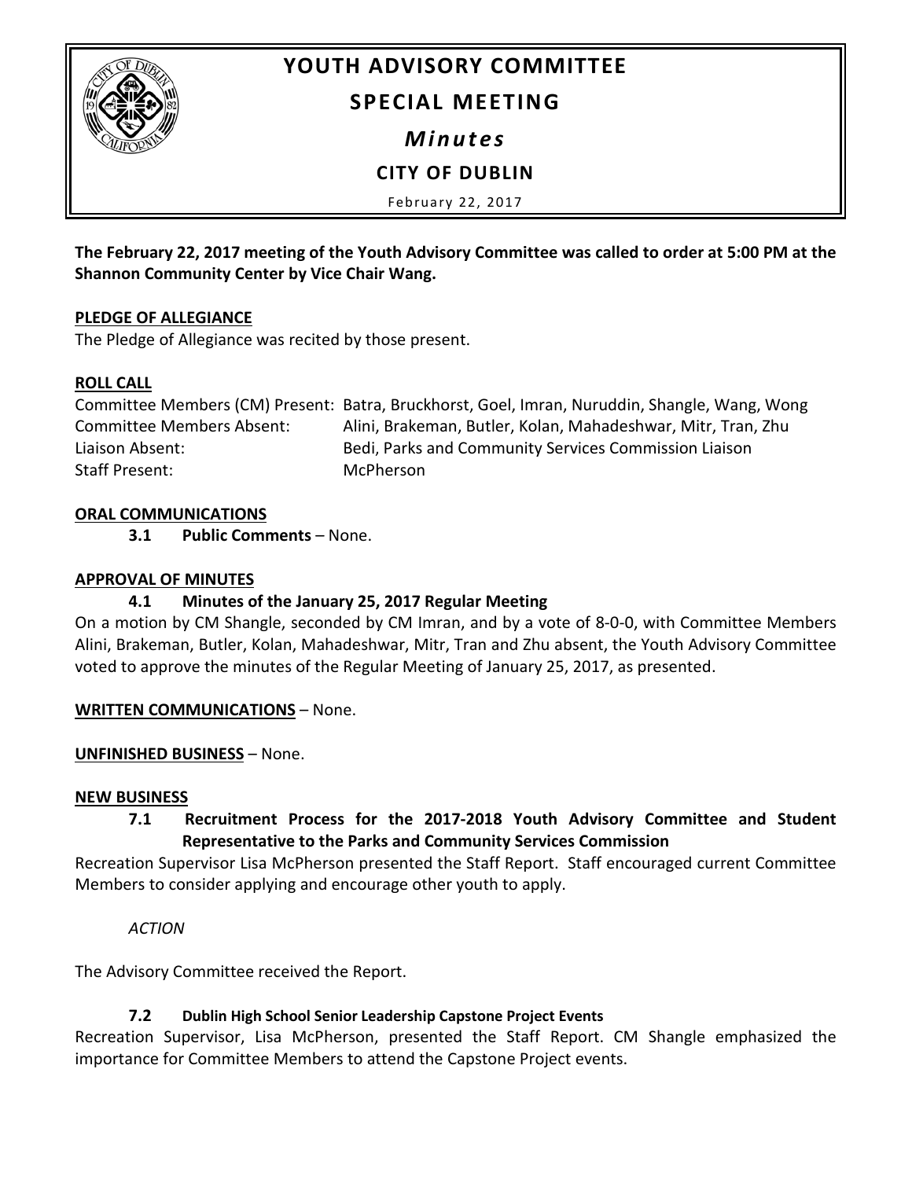# YOUTH ADVISORY COMMITTEE

## SPECIAL MEETING

### *Minutes*

### CITY OF DUBLIN

February 22, 2017

**The February 22, 2017 meeting of the Youth Advisory Committee was called to order at 5:00 PM at the Shannon Community Center by Vice Chair Wang.**

**PLEDGE OF ALLEGIANCE**

The Pledge of Allegiance was recited by those present.

**ROLL CALL**

| | |
|---|---|
| Committee Members (CM) Present: | Batra, Bruckhorst, Goel, Imran, Nuruddin, Shangle, Wang, Wong |
| Committee Members Absent: | Alini, Brakeman, Butler, Kolan, Mahadeshwar, Mitr, Tran, Zhu |
| Liaison Absent: | Bedi, Parks and Community Services Commission Liaison |
| Staff Present: | McPherson |

**ORAL COMMUNICATIONS**

**3.1 Public Comments** – None.

**APPROVAL OF MINUTES**

**4.1 Minutes of the January 25, 2017 Regular Meeting**

On a motion by CM Shangle, seconded by CM Imran, and by a vote of 8-0-0, with Committee Members Alini, Brakeman, Butler, Kolan, Mahadeshwar, Mitr, Tran and Zhu absent, the Youth Advisory Committee voted to approve the minutes of the Regular Meeting of January 25, 2017, as presented.

**WRITTEN COMMUNICATIONS** – None.

**UNFINISHED BUSINESS** – None.

**NEW BUSINESS**

**7.1 Recruitment Process for the 2017-2018 Youth Advisory Committee and Student Representative to the Parks and Community Services Commission**

Recreation Supervisor Lisa McPherson presented the Staff Report. Staff encouraged current Committee Members to consider applying and encourage other youth to apply.

*ACTION*

The Advisory Committee received the Report.

**7.2 Dublin High School Senior Leadership Capstone Project Events**

Recreation Supervisor, Lisa McPherson, presented the Staff Report. CM Shangle emphasized the importance for Committee Members to attend the Capstone Project events.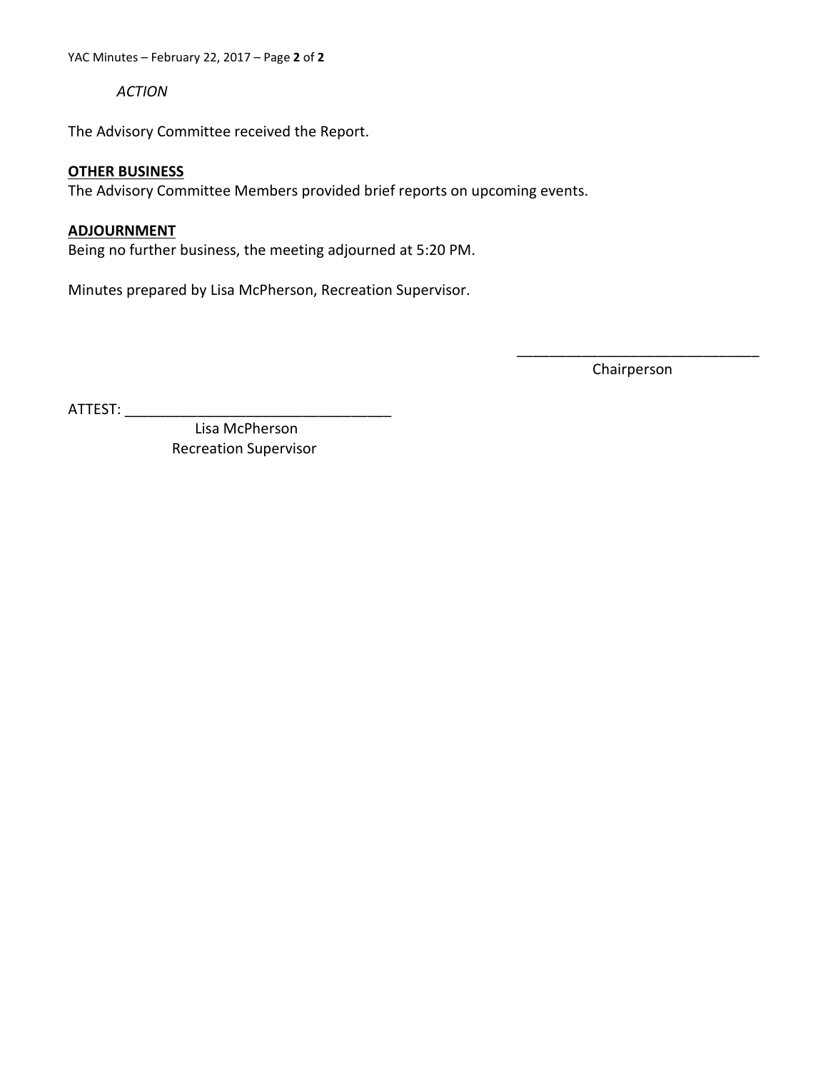*ACTION*

The Advisory Committee received the Report.

**OTHER BUSINESS**

The Advisory Committee Members provided brief reports on upcoming events.

**ADJOURNMENT**

Being no further business, the meeting adjourned at 5:20 PM.

Minutes prepared by Lisa McPherson, Recreation Supervisor.

_______________________________
Chairperson

ATTEST: _________________________________
Lisa McPherson
Recreation Supervisor